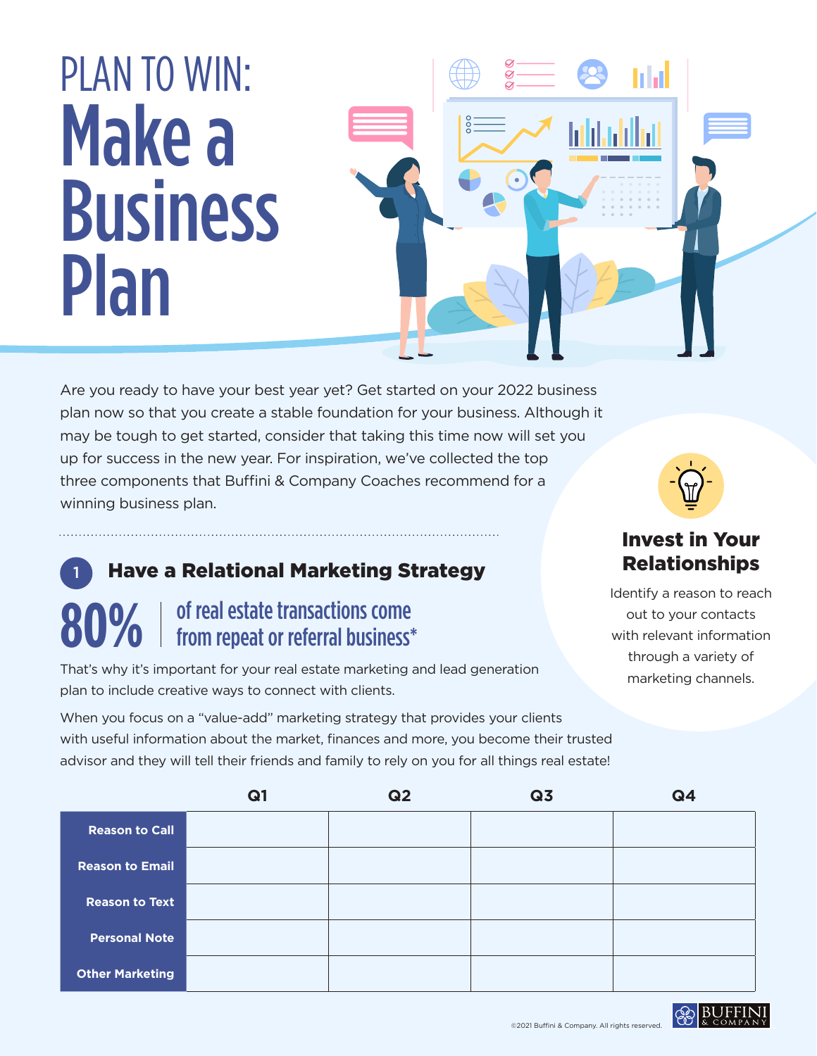# PLAN TO WIN: Make a Business Plan

Are you ready to have your best year yet? Get started on your 2022 business plan now so that you create a stable foundation for your business. Although it may be tough to get started, consider that taking this time now will set you up for success in the new year. For inspiration, we've collected the top three components that Buffini & Company Coaches recommend for a winning business plan.

## 1 Have a Relational Marketing Strategy

**80%** | of real estate transactions come from repeat or referral business*

That's why it's important for your real estate marketing and lead generation plan to include creative ways to connect with clients.

When you focus on a "value-add" marketing strategy that provides your clients with useful information about the market, finances and more, you become their trusted advisor and they will tell their friends and family to rely on you for all things real estate!

### Invest in Your Relationships

Identify a reason to reach out to your contacts with relevant information through a variety of marketing channels.

| | Q1 | Q2 | Q3 | Q4 |
|---|---|---|---|---|
| **Reason to Call** | | | | |
| **Reason to Email** | | | | |
| **Reason to Text** | | | | |
| **Personal Note** | | | | |
| **Other Marketing** | | | | |

©2021 Buffini & Company. All rights reserved.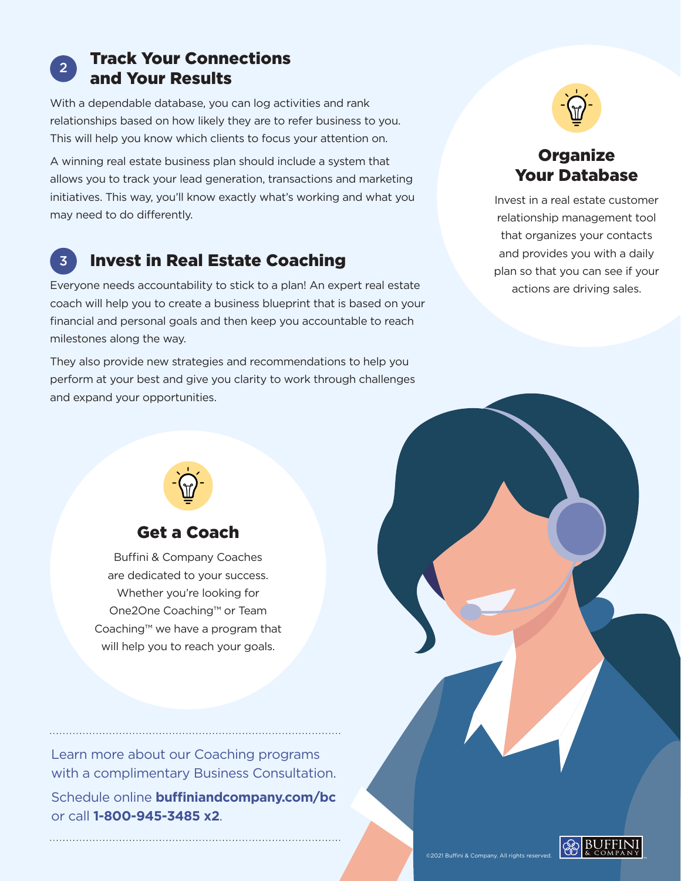## 2 Track Your Connections and Your Results

With a dependable database, you can log activities and rank relationships based on how likely they are to refer business to you. This will help you know which clients to focus your attention on.

A winning real estate business plan should include a system that allows you to track your lead generation, transactions and marketing initiatives. This way, you'll know exactly what's working and what you may need to do differently.

### Organize Your Database

Invest in a real estate customer relationship management tool that organizes your contacts and provides you with a daily plan so that you can see if your actions are driving sales.

## 3 Invest in Real Estate Coaching

Everyone needs accountability to stick to a plan! An expert real estate coach will help you to create a business blueprint that is based on your financial and personal goals and then keep you accountable to reach milestones along the way.

They also provide new strategies and recommendations to help you perform at your best and give you clarity to work through challenges and expand your opportunities.

### Get a Coach

Buffini & Company Coaches are dedicated to your success. Whether you're looking for One2One Coaching™ or Team Coaching™ we have a program that will help you to reach your goals.

---

Learn more about our Coaching programs with a complimentary Business Consultation.

Schedule online **buffiniandcompany.com/bc** or call **1-800-945-3485 x2**.

---

©2021 Buffini & Company. All rights reserved.

BUFFINI & COMPANY